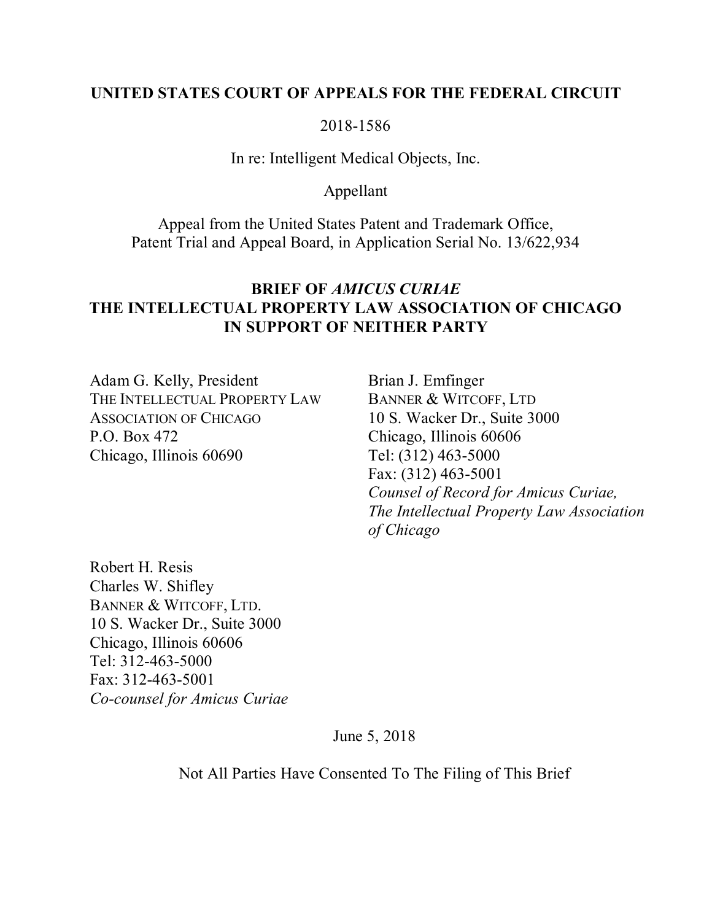**UNITED STATES COURT OF APPEALS FOR THE FEDERAL CIRCUIT**

2018-1586

In re: Intelligent Medical Objects, Inc.

Appellant

Appeal from the United States Patent and Trademark Office,
Patent Trial and Appeal Board, in Application Serial No. 13/622,934

**BRIEF OF *AMICUS CURIAE***
**THE INTELLECTUAL PROPERTY LAW ASSOCIATION OF CHICAGO**
**IN SUPPORT OF NEITHER PARTY**

Adam G. Kelly, President
THE INTELLECTUAL PROPERTY LAW ASSOCIATION OF CHICAGO
P.O. Box 472
Chicago, Illinois 60690

Brian J. Emfinger
BANNER & WITCOFF, LTD
10 S. Wacker Dr., Suite 3000
Chicago, Illinois 60606
Tel: (312) 463-5000
Fax: (312) 463-5001
*Counsel of Record for Amicus Curiae, The Intellectual Property Law Association of Chicago*

Robert H. Resis
Charles W. Shifley
BANNER & WITCOFF, LTD.
10 S. Wacker Dr., Suite 3000
Chicago, Illinois 60606
Tel: 312-463-5000
Fax: 312-463-5001
*Co-counsel for Amicus Curiae*

June 5, 2018

Not All Parties Have Consented To The Filing of This Brief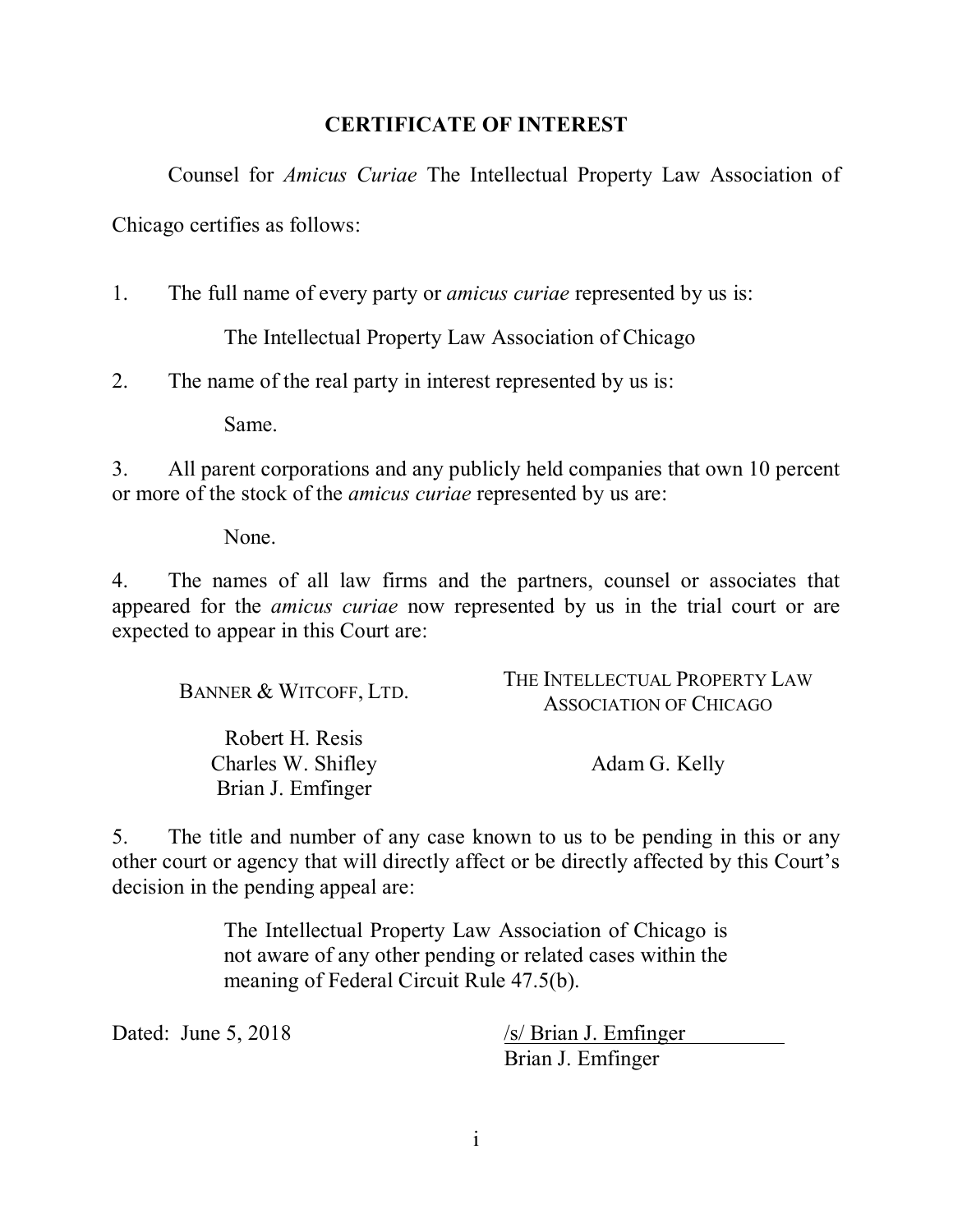# CERTIFICATE OF INTEREST

Counsel for *Amicus Curiae* The Intellectual Property Law Association of Chicago certifies as follows:

1. The full name of every party or *amicus curiae* represented by us is:

   The Intellectual Property Law Association of Chicago

2. The name of the real party in interest represented by us is:

   Same.

3. All parent corporations and any publicly held companies that own 10 percent or more of the stock of the *amicus curiae* represented by us are:

   None.

4. The names of all law firms and the partners, counsel or associates that appeared for the *amicus curiae* now represented by us in the trial court or are expected to appear in this Court are:

| BANNER & WITCOFF, LTD. | THE INTELLECTUAL PROPERTY LAW ASSOCIATION OF CHICAGO |
|---|---|
| Robert H. Resis<br>Charles W. Shifley<br>Brian J. Emfinger | Adam G. Kelly |

5. The title and number of any case known to us to be pending in this or any other court or agency that will directly affect or be directly affected by this Court's decision in the pending appeal are:

   The Intellectual Property Law Association of Chicago is not aware of any other pending or related cases within the meaning of Federal Circuit Rule 47.5(b).

Dated: June 5, 2018

/s/ Brian J. Emfinger
Brian J. Emfinger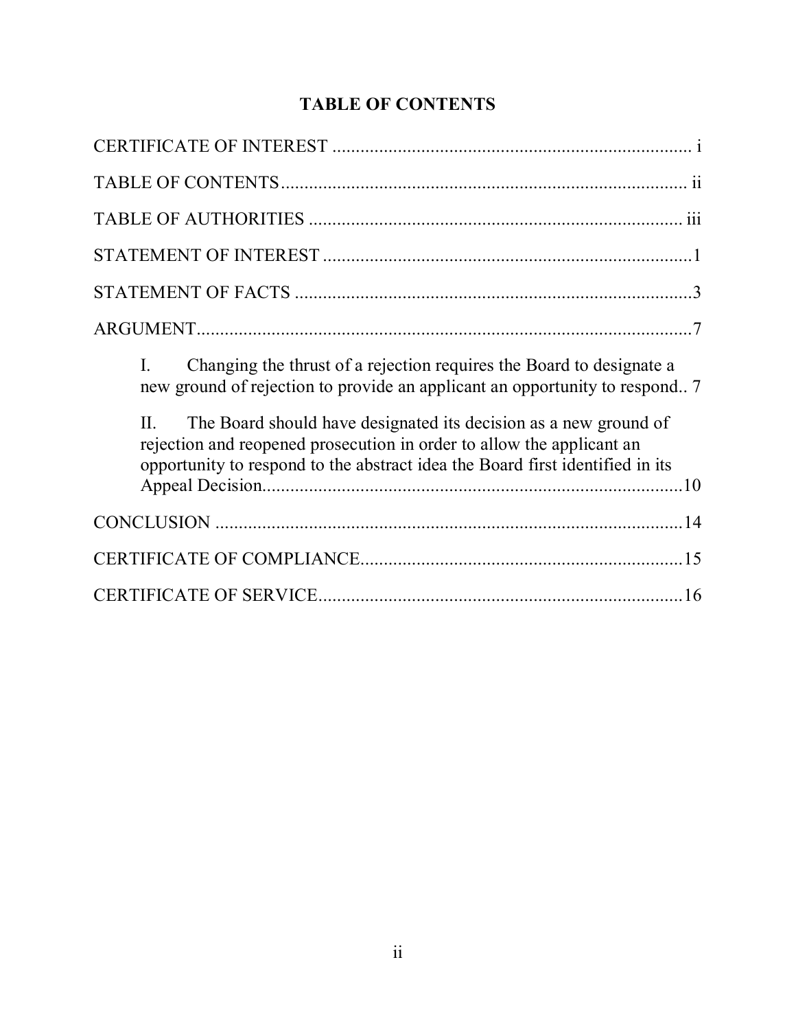## TABLE OF CONTENTS

CERTIFICATE OF INTEREST ............................................................................ i

TABLE OF CONTENTS ...................................................................................... ii

TABLE OF AUTHORITIES ............................................................................... iii

STATEMENT OF INTEREST ...............................................................................1

STATEMENT OF FACTS .....................................................................................3

ARGUMENT..........................................................................................................7

- I. Changing the thrust of a rejection requires the Board to designate a new ground of rejection to provide an applicant an opportunity to respond.. 7
- II. The Board should have designated its decision as a new ground of rejection and reopened prosecution in order to allow the applicant an opportunity to respond to the abstract idea the Board first identified in its Appeal Decision..........................................................................................10

CONCLUSION ....................................................................................................14

CERTIFICATE OF COMPLIANCE....................................................................15

CERTIFICATE OF SERVICE..............................................................................16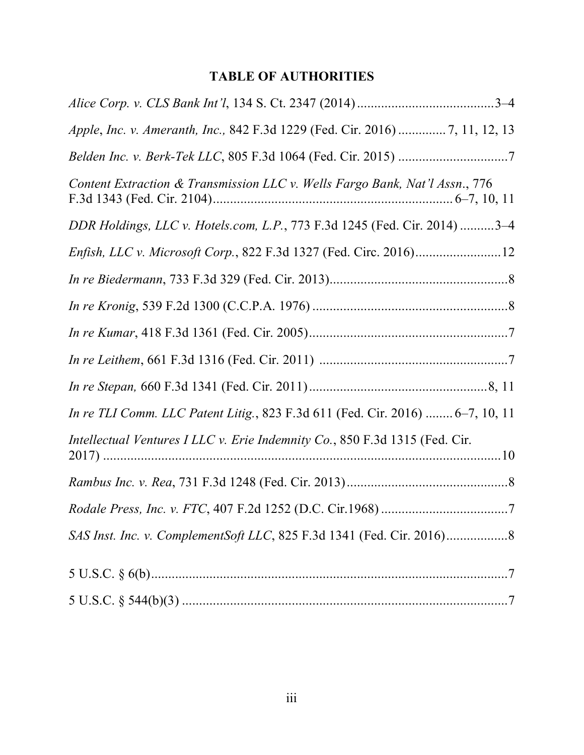## TABLE OF AUTHORITIES

*Alice Corp. v. CLS Bank Int'l*, 134 S. Ct. 2347 (2014) ........................................3–4

*Apple*, *Inc. v. Ameranth, Inc.,* 842 F.3d 1229 (Fed. Cir. 2016) ............. 7, 11, 12, 13

*Belden Inc. v. Berk-Tek LLC*, 805 F.3d 1064 (Fed. Cir. 2015) ................................7

*Content Extraction & Transmission LLC v. Wells Fargo Bank, Nat'l Assn*., 776 F.3d 1343 (Fed. Cir. 2104)..................................................................... 6–7, 10, 11

*DDR Holdings, LLC v. Hotels.com, L.P.*, 773 F.3d 1245 (Fed. Cir. 2014) ..........3–4

*Enfish, LLC v. Microsoft Corp.*, 822 F.3d 1327 (Fed. Circ. 2016).........................12

*In re Biedermann*, 733 F.3d 329 (Fed. Cir. 2013)....................................................8

*In re Kronig*, 539 F.2d 1300 (C.C.P.A. 1976) .........................................................8

*In re Kumar*, 418 F.3d 1361 (Fed. Cir. 2005)..........................................................7

*In re Leithem*, 661 F.3d 1316 (Fed. Cir. 2011) .......................................................7

*In re Stepan,* 660 F.3d 1341 (Fed. Cir. 2011).....................................................8, 11

*In re TLI Comm. LLC Patent Litig.*, 823 F.3d 611 (Fed. Cir. 2016) ........ 6–7, 10, 11

*Intellectual Ventures I LLC v. Erie Indemnity Co.*, 850 F.3d 1315 (Fed. Cir. 2017) .......................................................................................................10

*Rambus Inc. v. Rea*, 731 F.3d 1248 (Fed. Cir. 2013)...............................................8

*Rodale Press, Inc. v. FTC*, 407 F.2d 1252 (D.C. Cir.1968) .....................................7

*SAS Inst. Inc. v. ComplementSoft LLC*, 825 F.3d 1341 (Fed. Cir. 2016)..................8

5 U.S.C. § 6(b)..........................................................................................................7

5 U.S.C. § 544(b)(3) .................................................................................................7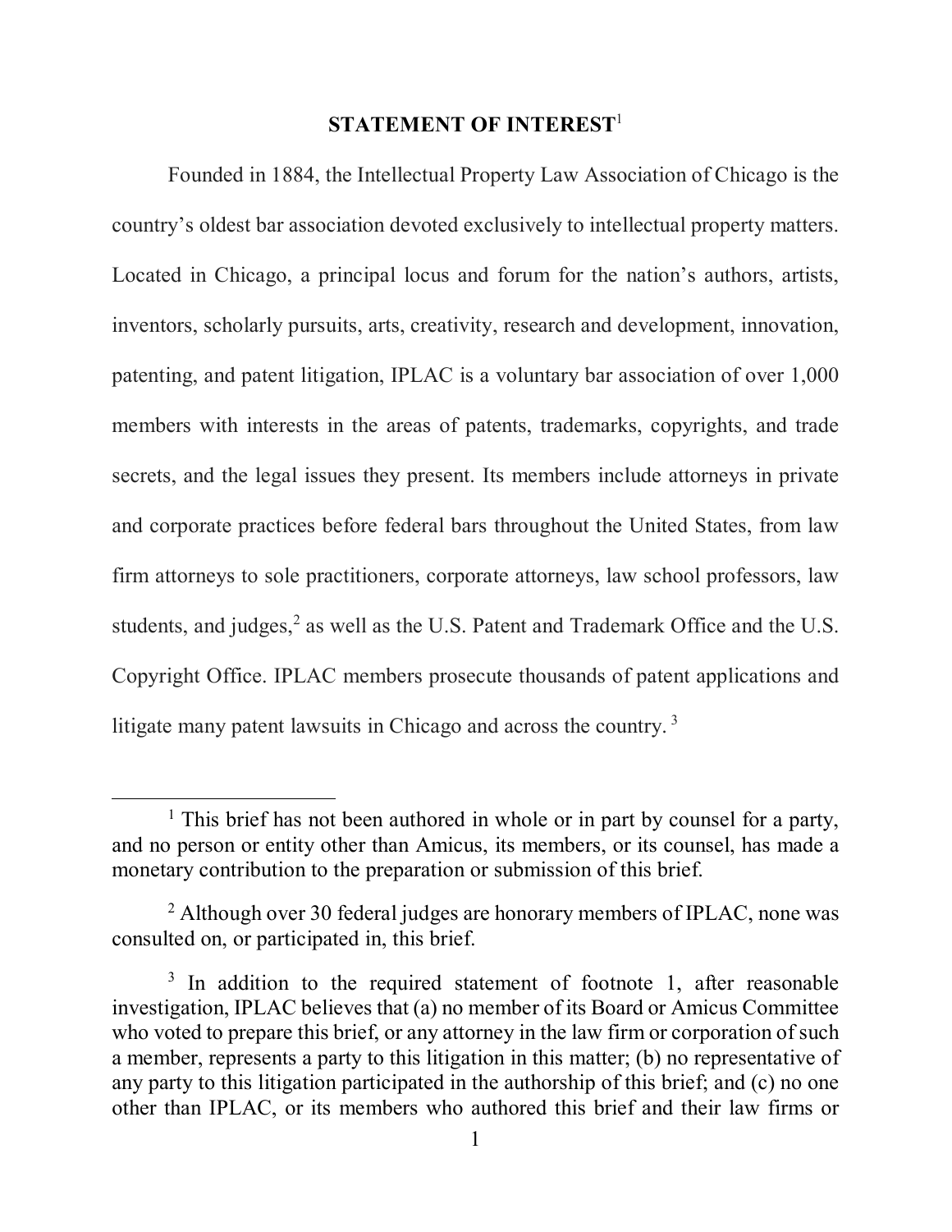## STATEMENT OF INTEREST[1]

Founded in 1884, the Intellectual Property Law Association of Chicago is the country's oldest bar association devoted exclusively to intellectual property matters. Located in Chicago, a principal locus and forum for the nation's authors, artists, inventors, scholarly pursuits, arts, creativity, research and development, innovation, patenting, and patent litigation, IPLAC is a voluntary bar association of over 1,000 members with interests in the areas of patents, trademarks, copyrights, and trade secrets, and the legal issues they present. Its members include attorneys in private and corporate practices before federal bars throughout the United States, from law firm attorneys to sole practitioners, corporate attorneys, law school professors, law students, and judges,[2] as well as the U.S. Patent and Trademark Office and the U.S. Copyright Office. IPLAC members prosecute thousands of patent applications and litigate many patent lawsuits in Chicago and across the country. [3]

---

[1] This brief has not been authored in whole or in part by counsel for a party, and no person or entity other than Amicus, its members, or its counsel, has made a monetary contribution to the preparation or submission of this brief.

[2] Although over 30 federal judges are honorary members of IPLAC, none was consulted on, or participated in, this brief.

[3] In addition to the required statement of footnote 1, after reasonable investigation, IPLAC believes that (a) no member of its Board or Amicus Committee who voted to prepare this brief, or any attorney in the law firm or corporation of such a member, represents a party to this litigation in this matter; (b) no representative of any party to this litigation participated in the authorship of this brief; and (c) no one other than IPLAC, or its members who authored this brief and their law firms or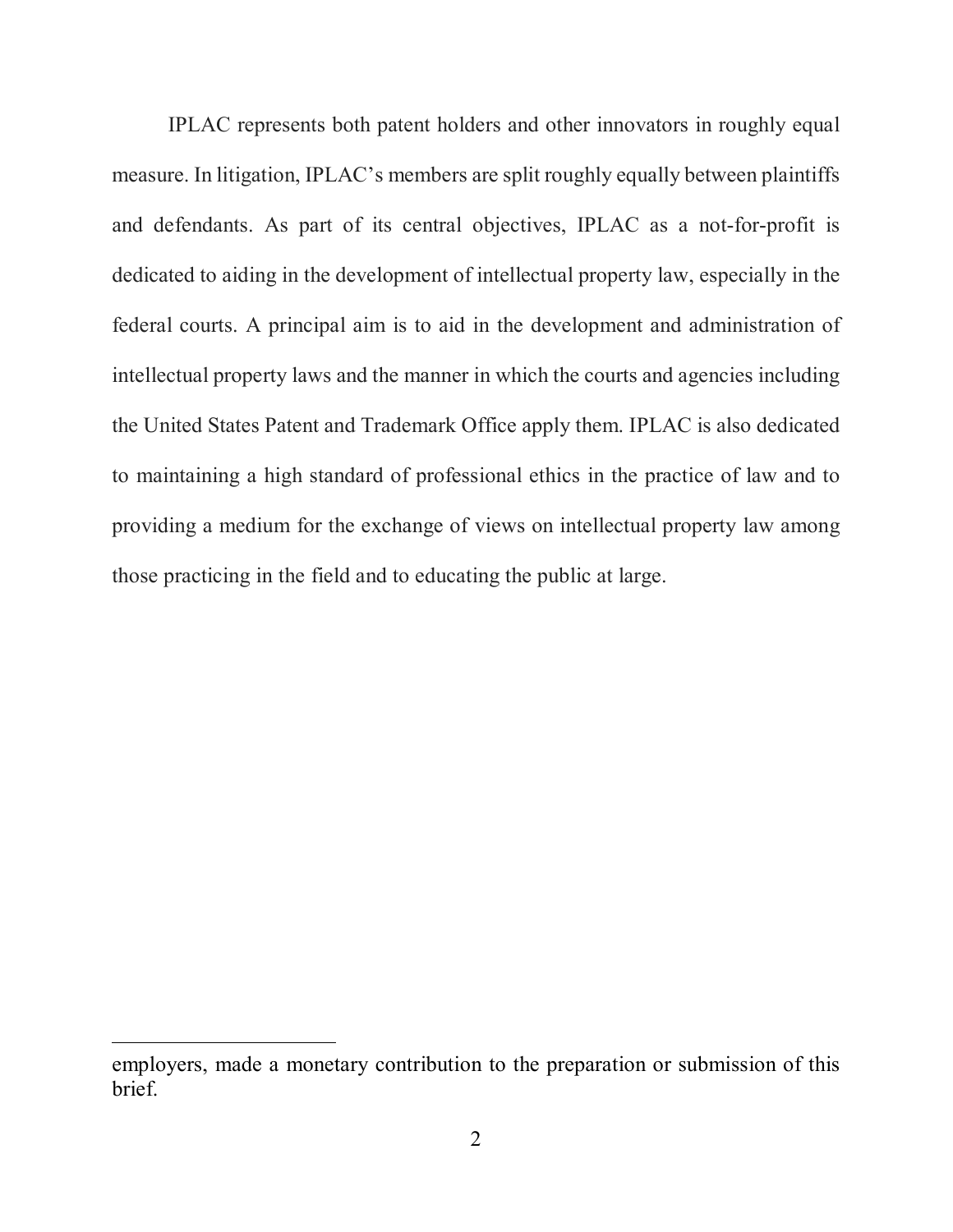IPLAC represents both patent holders and other innovators in roughly equal measure. In litigation, IPLAC's members are split roughly equally between plaintiffs and defendants. As part of its central objectives, IPLAC as a not-for-profit is dedicated to aiding in the development of intellectual property law, especially in the federal courts. A principal aim is to aid in the development and administration of intellectual property laws and the manner in which the courts and agencies including the United States Patent and Trademark Office apply them. IPLAC is also dedicated to maintaining a high standard of professional ethics in the practice of law and to providing a medium for the exchange of views on intellectual property law among those practicing in the field and to educating the public at large.

---

employers, made a monetary contribution to the preparation or submission of this brief.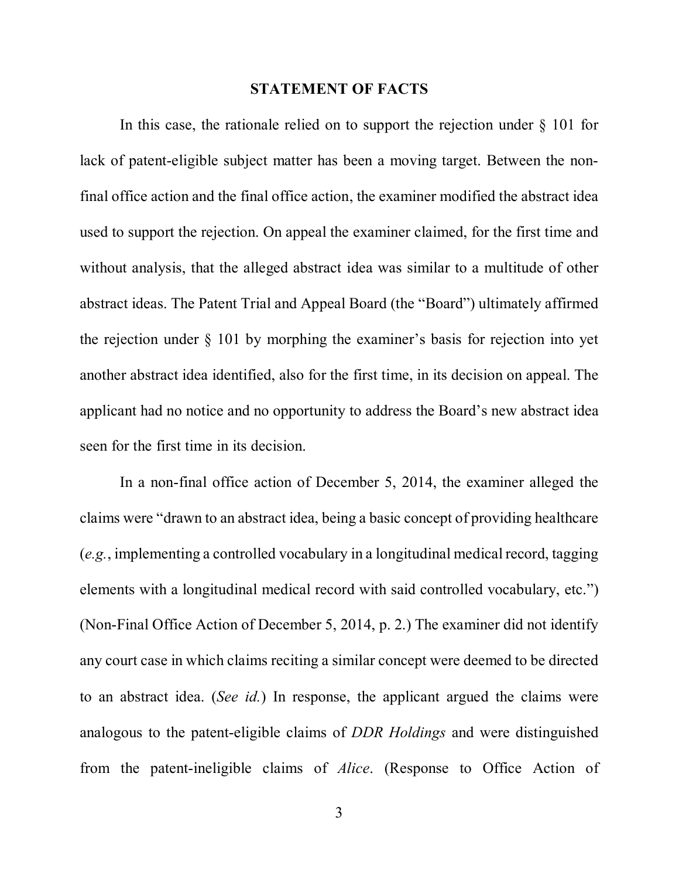## STATEMENT OF FACTS

In this case, the rationale relied on to support the rejection under § 101 for lack of patent-eligible subject matter has been a moving target. Between the non-final office action and the final office action, the examiner modified the abstract idea used to support the rejection. On appeal the examiner claimed, for the first time and without analysis, that the alleged abstract idea was similar to a multitude of other abstract ideas. The Patent Trial and Appeal Board (the "Board") ultimately affirmed the rejection under § 101 by morphing the examiner's basis for rejection into yet another abstract idea identified, also for the first time, in its decision on appeal. The applicant had no notice and no opportunity to address the Board's new abstract idea seen for the first time in its decision.

In a non-final office action of December 5, 2014, the examiner alleged the claims were "drawn to an abstract idea, being a basic concept of providing healthcare (*e.g.*, implementing a controlled vocabulary in a longitudinal medical record, tagging elements with a longitudinal medical record with said controlled vocabulary, etc.") (Non-Final Office Action of December 5, 2014, p. 2.) The examiner did not identify any court case in which claims reciting a similar concept were deemed to be directed to an abstract idea. (*See id.*) In response, the applicant argued the claims were analogous to the patent-eligible claims of *DDR Holdings* and were distinguished from the patent-ineligible claims of *Alice*. (Response to Office Action of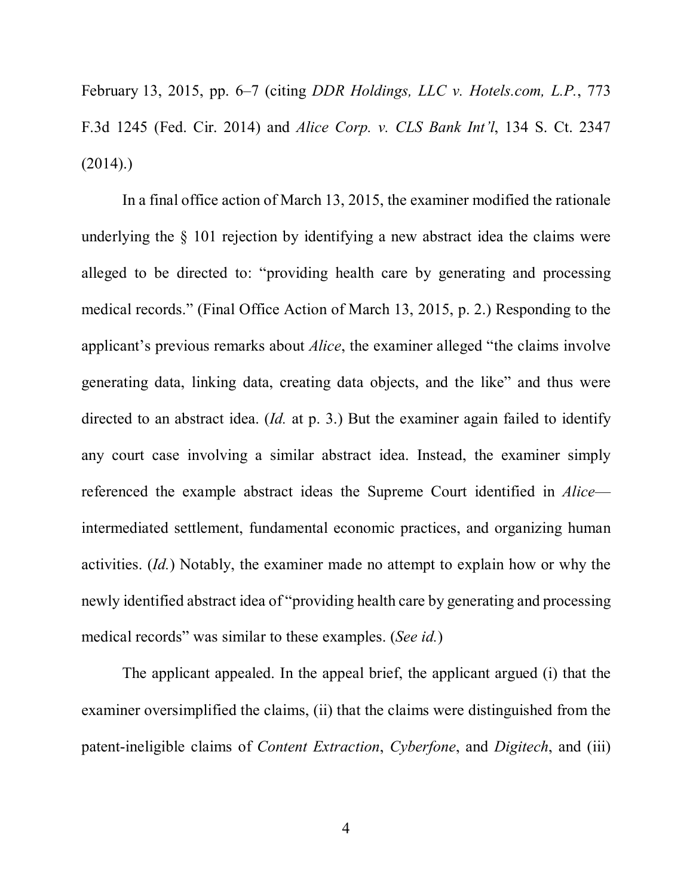February 13, 2015, pp. 6–7 (citing *DDR Holdings, LLC v. Hotels.com, L.P.*, 773 F.3d 1245 (Fed. Cir. 2014) and *Alice Corp. v. CLS Bank Int'l*, 134 S. Ct. 2347 (2014).)

In a final office action of March 13, 2015, the examiner modified the rationale underlying the § 101 rejection by identifying a new abstract idea the claims were alleged to be directed to: "providing health care by generating and processing medical records." (Final Office Action of March 13, 2015, p. 2.) Responding to the applicant's previous remarks about *Alice*, the examiner alleged "the claims involve generating data, linking data, creating data objects, and the like" and thus were directed to an abstract idea. (*Id.* at p. 3.) But the examiner again failed to identify any court case involving a similar abstract idea. Instead, the examiner simply referenced the example abstract ideas the Supreme Court identified in *Alice*—intermediated settlement, fundamental economic practices, and organizing human activities. (*Id.*) Notably, the examiner made no attempt to explain how or why the newly identified abstract idea of "providing health care by generating and processing medical records" was similar to these examples. (*See id.*)

The applicant appealed. In the appeal brief, the applicant argued (i) that the examiner oversimplified the claims, (ii) that the claims were distinguished from the patent-ineligible claims of *Content Extraction*, *Cyberfone*, and *Digitech*, and (iii)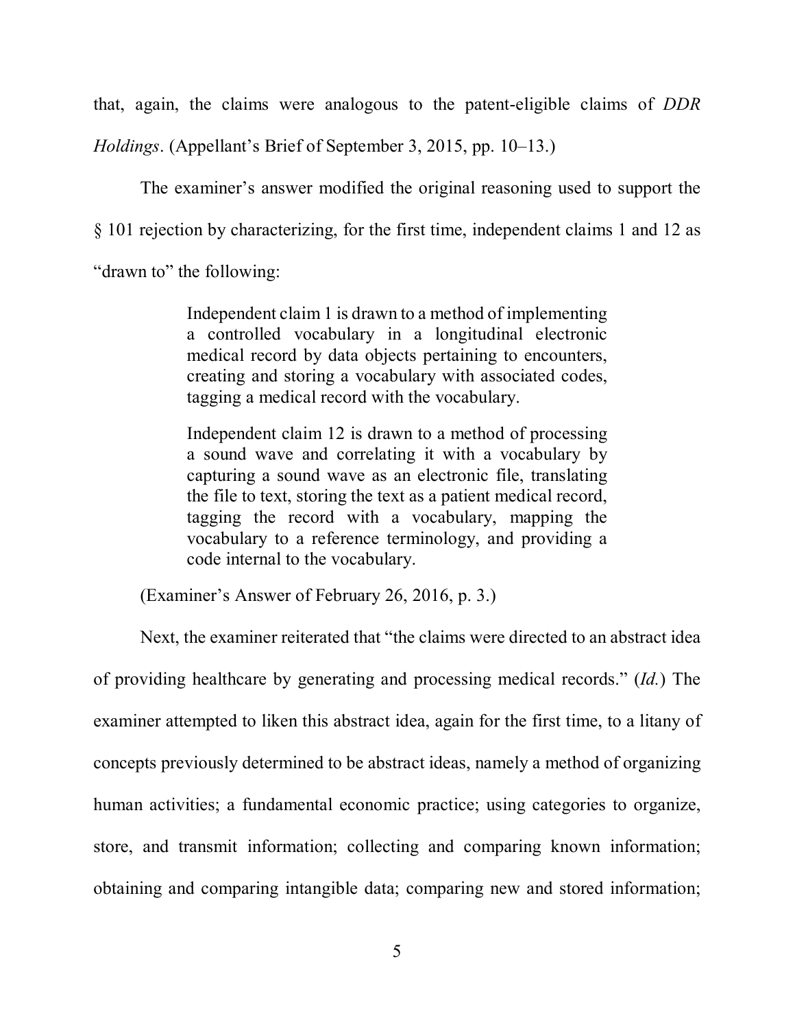that, again, the claims were analogous to the patent-eligible claims of *DDR Holdings*. (Appellant's Brief of September 3, 2015, pp. 10–13.)

The examiner's answer modified the original reasoning used to support the § 101 rejection by characterizing, for the first time, independent claims 1 and 12 as "drawn to" the following:

> Independent claim 1 is drawn to a method of implementing a controlled vocabulary in a longitudinal electronic medical record by data objects pertaining to encounters, creating and storing a vocabulary with associated codes, tagging a medical record with the vocabulary.
>
> Independent claim 12 is drawn to a method of processing a sound wave and correlating it with a vocabulary by capturing a sound wave as an electronic file, translating the file to text, storing the text as a patient medical record, tagging the record with a vocabulary, mapping the vocabulary to a reference terminology, and providing a code internal to the vocabulary.

(Examiner's Answer of February 26, 2016, p. 3.)

Next, the examiner reiterated that "the claims were directed to an abstract idea of providing healthcare by generating and processing medical records." (*Id.*) The examiner attempted to liken this abstract idea, again for the first time, to a litany of concepts previously determined to be abstract ideas, namely a method of organizing human activities; a fundamental economic practice; using categories to organize, store, and transmit information; collecting and comparing known information; obtaining and comparing intangible data; comparing new and stored information;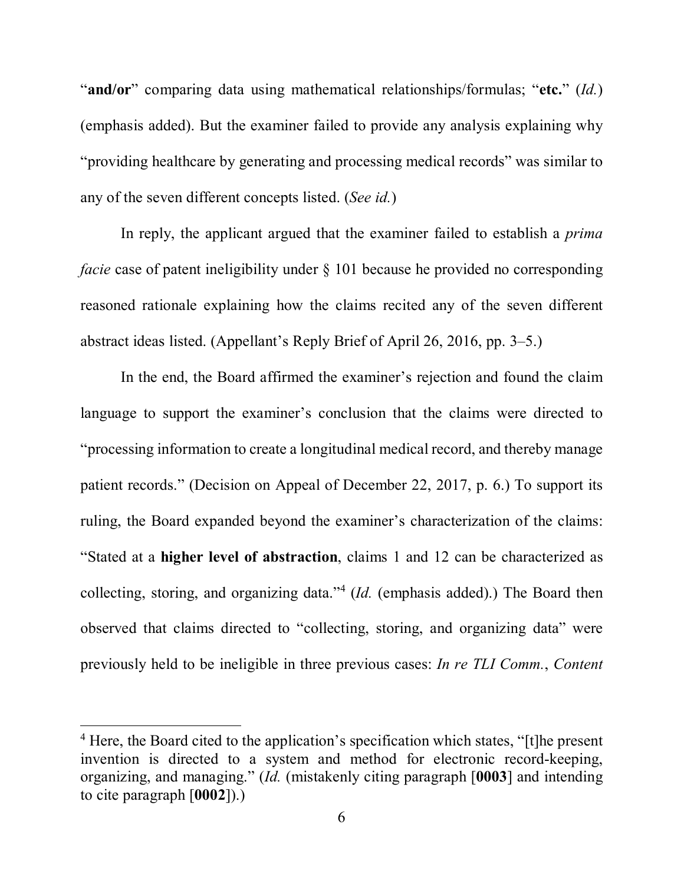"**and/or**" comparing data using mathematical relationships/formulas; "**etc.**" (*Id.*) (emphasis added). But the examiner failed to provide any analysis explaining why "providing healthcare by generating and processing medical records" was similar to any of the seven different concepts listed. (*See id.*)

In reply, the applicant argued that the examiner failed to establish a *prima facie* case of patent ineligibility under § 101 because he provided no corresponding reasoned rationale explaining how the claims recited any of the seven different abstract ideas listed. (Appellant's Reply Brief of April 26, 2016, pp. 3–5.)

In the end, the Board affirmed the examiner's rejection and found the claim language to support the examiner's conclusion that the claims were directed to "processing information to create a longitudinal medical record, and thereby manage patient records." (Decision on Appeal of December 22, 2017, p. 6.) To support its ruling, the Board expanded beyond the examiner's characterization of the claims: "Stated at a **higher level of abstraction**, claims 1 and 12 can be characterized as collecting, storing, and organizing data."[4] (*Id.* (emphasis added).) The Board then observed that claims directed to "collecting, storing, and organizing data" were previously held to be ineligible in three previous cases: *In re TLI Comm.*, *Content*

---

[4] Here, the Board cited to the application's specification which states, "[t]he present invention is directed to a system and method for electronic record-keeping, organizing, and managing." (*Id.* (mistakenly citing paragraph [**0003**] and intending to cite paragraph [**0002**]).)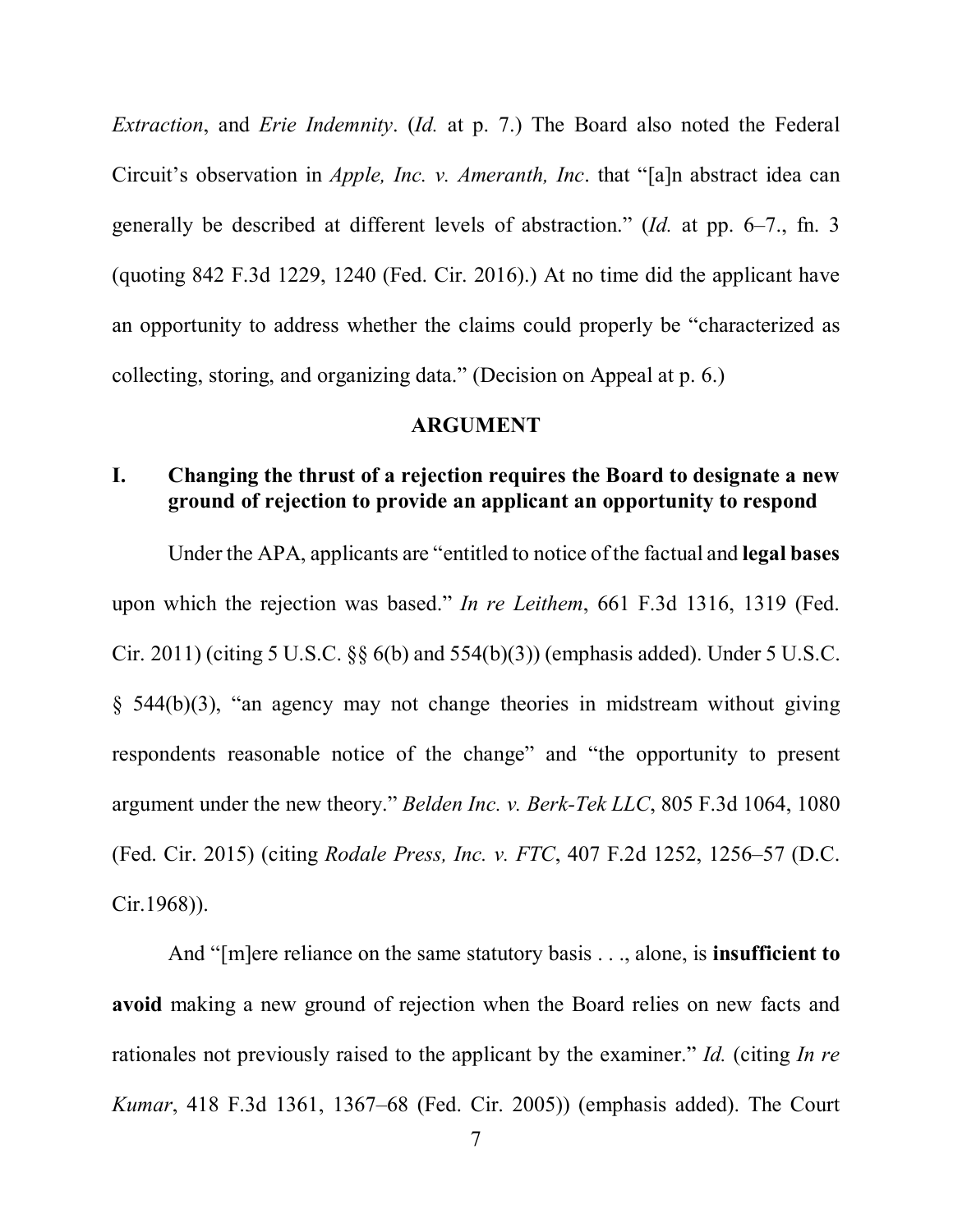*Extraction*, and *Erie Indemnity*. (*Id.* at p. 7.) The Board also noted the Federal Circuit's observation in *Apple, Inc. v. Ameranth, Inc*. that "[a]n abstract idea can generally be described at different levels of abstraction." (*Id.* at pp. 6–7., fn. 3 (quoting 842 F.3d 1229, 1240 (Fed. Cir. 2016).) At no time did the applicant have an opportunity to address whether the claims could properly be "characterized as collecting, storing, and organizing data." (Decision on Appeal at p. 6.)

## ARGUMENT

### I. Changing the thrust of a rejection requires the Board to designate a new ground of rejection to provide an applicant an opportunity to respond

Under the APA, applicants are "entitled to notice of the factual and **legal bases** upon which the rejection was based." *In re Leithem*, 661 F.3d 1316, 1319 (Fed. Cir. 2011) (citing 5 U.S.C. §§ 6(b) and 554(b)(3)) (emphasis added). Under 5 U.S.C. § 544(b)(3), "an agency may not change theories in midstream without giving respondents reasonable notice of the change" and "the opportunity to present argument under the new theory." *Belden Inc. v. Berk-Tek LLC*, 805 F.3d 1064, 1080 (Fed. Cir. 2015) (citing *Rodale Press, Inc. v. FTC*, 407 F.2d 1252, 1256–57 (D.C. Cir.1968)).

And "[m]ere reliance on the same statutory basis . . ., alone, is **insufficient to avoid** making a new ground of rejection when the Board relies on new facts and rationales not previously raised to the applicant by the examiner." *Id.* (citing *In re Kumar*, 418 F.3d 1361, 1367–68 (Fed. Cir. 2005)) (emphasis added). The Court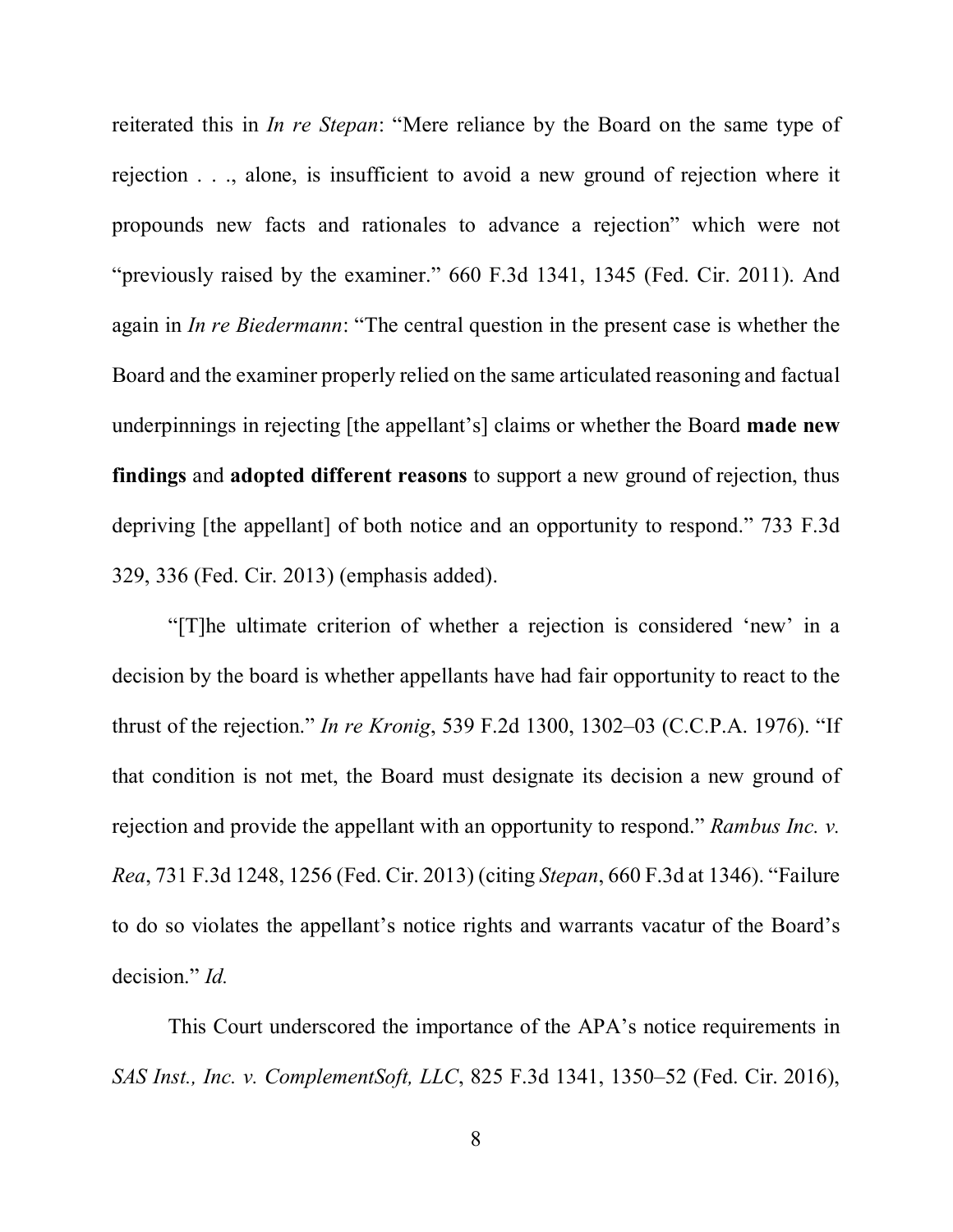reiterated this in *In re Stepan*: "Mere reliance by the Board on the same type of rejection . . ., alone, is insufficient to avoid a new ground of rejection where it propounds new facts and rationales to advance a rejection" which were not "previously raised by the examiner." 660 F.3d 1341, 1345 (Fed. Cir. 2011). And again in *In re Biedermann*: "The central question in the present case is whether the Board and the examiner properly relied on the same articulated reasoning and factual underpinnings in rejecting [the appellant's] claims or whether the Board **made new findings** and **adopted different reasons** to support a new ground of rejection, thus depriving [the appellant] of both notice and an opportunity to respond." 733 F.3d 329, 336 (Fed. Cir. 2013) (emphasis added).

"[T]he ultimate criterion of whether a rejection is considered 'new' in a decision by the board is whether appellants have had fair opportunity to react to the thrust of the rejection." *In re Kronig*, 539 F.2d 1300, 1302–03 (C.C.P.A. 1976). "If that condition is not met, the Board must designate its decision a new ground of rejection and provide the appellant with an opportunity to respond." *Rambus Inc. v. Rea*, 731 F.3d 1248, 1256 (Fed. Cir. 2013) (citing *Stepan*, 660 F.3d at 1346). "Failure to do so violates the appellant's notice rights and warrants vacatur of the Board's decision." *Id.*

This Court underscored the importance of the APA's notice requirements in *SAS Inst., Inc. v. ComplementSoft, LLC*, 825 F.3d 1341, 1350–52 (Fed. Cir. 2016),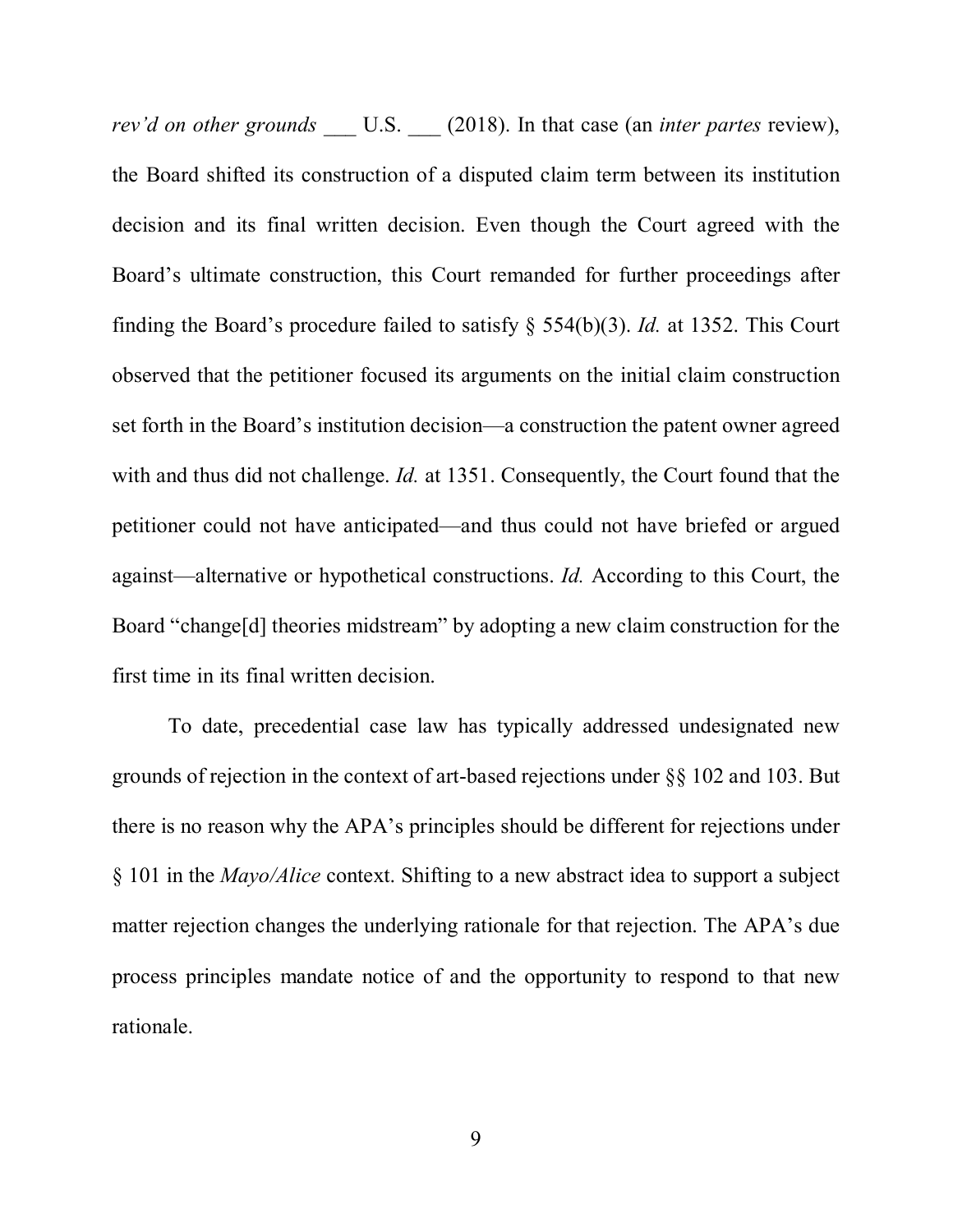*rev'd on other grounds* ___ U.S. ___ (2018). In that case (an *inter partes* review), the Board shifted its construction of a disputed claim term between its institution decision and its final written decision. Even though the Court agreed with the Board's ultimate construction, this Court remanded for further proceedings after finding the Board's procedure failed to satisfy § 554(b)(3). *Id.* at 1352. This Court observed that the petitioner focused its arguments on the initial claim construction set forth in the Board's institution decision—a construction the patent owner agreed with and thus did not challenge. *Id.* at 1351. Consequently, the Court found that the petitioner could not have anticipated—and thus could not have briefed or argued against—alternative or hypothetical constructions. *Id.* According to this Court, the Board "change[d] theories midstream" by adopting a new claim construction for the first time in its final written decision.

To date, precedential case law has typically addressed undesignated new grounds of rejection in the context of art-based rejections under §§ 102 and 103. But there is no reason why the APA's principles should be different for rejections under § 101 in the *Mayo/Alice* context. Shifting to a new abstract idea to support a subject matter rejection changes the underlying rationale for that rejection. The APA's due process principles mandate notice of and the opportunity to respond to that new rationale.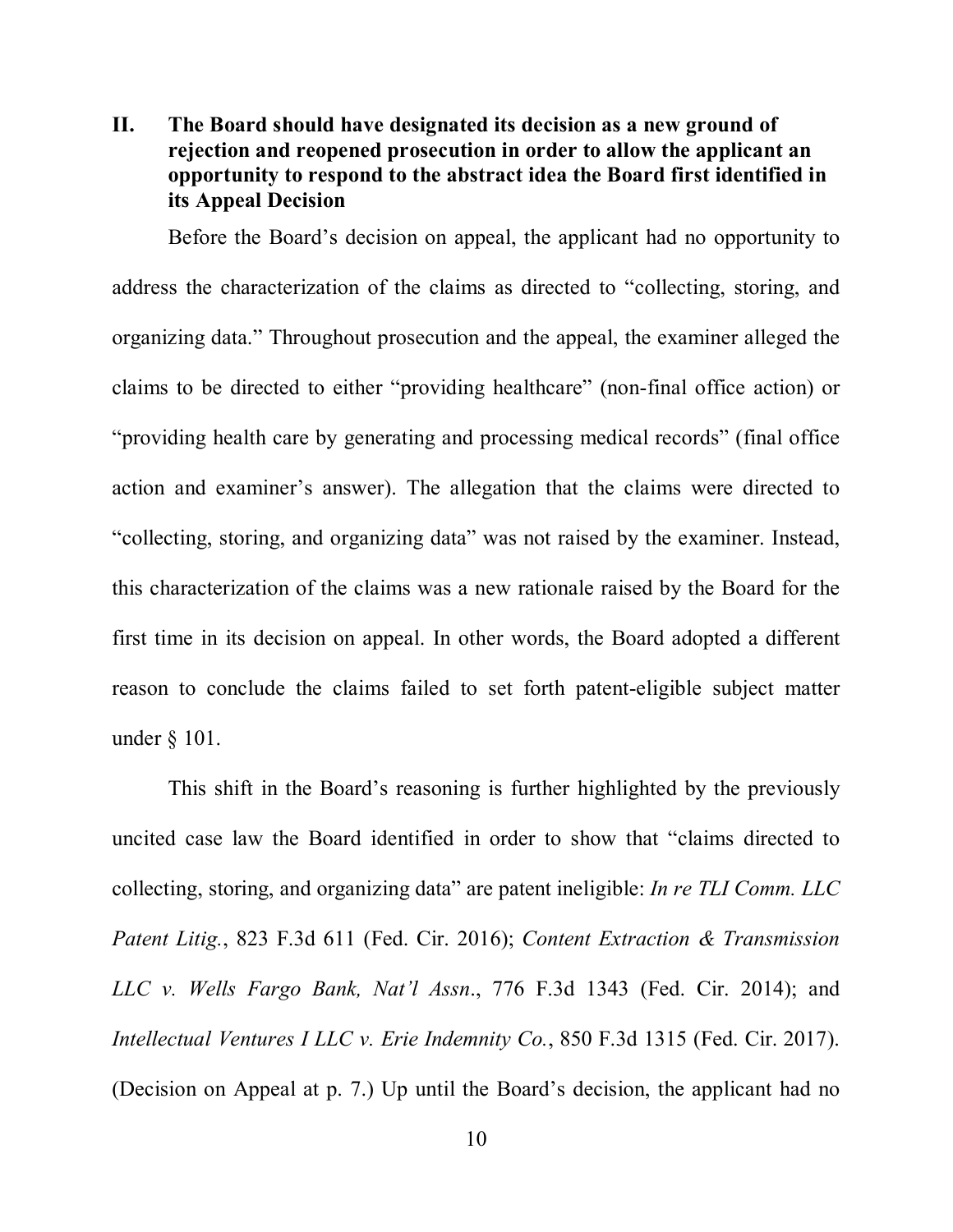## II. The Board should have designated its decision as a new ground of rejection and reopened prosecution in order to allow the applicant an opportunity to respond to the abstract idea the Board first identified in its Appeal Decision

Before the Board's decision on appeal, the applicant had no opportunity to address the characterization of the claims as directed to "collecting, storing, and organizing data." Throughout prosecution and the appeal, the examiner alleged the claims to be directed to either "providing healthcare" (non-final office action) or "providing health care by generating and processing medical records" (final office action and examiner's answer). The allegation that the claims were directed to "collecting, storing, and organizing data" was not raised by the examiner. Instead, this characterization of the claims was a new rationale raised by the Board for the first time in its decision on appeal. In other words, the Board adopted a different reason to conclude the claims failed to set forth patent-eligible subject matter under § 101.

This shift in the Board's reasoning is further highlighted by the previously uncited case law the Board identified in order to show that "claims directed to collecting, storing, and organizing data" are patent ineligible: *In re TLI Comm. LLC Patent Litig.*, 823 F.3d 611 (Fed. Cir. 2016); *Content Extraction & Transmission LLC v. Wells Fargo Bank, Nat'l Assn*., 776 F.3d 1343 (Fed. Cir. 2014); and *Intellectual Ventures I LLC v. Erie Indemnity Co.*, 850 F.3d 1315 (Fed. Cir. 2017). (Decision on Appeal at p. 7.) Up until the Board's decision, the applicant had no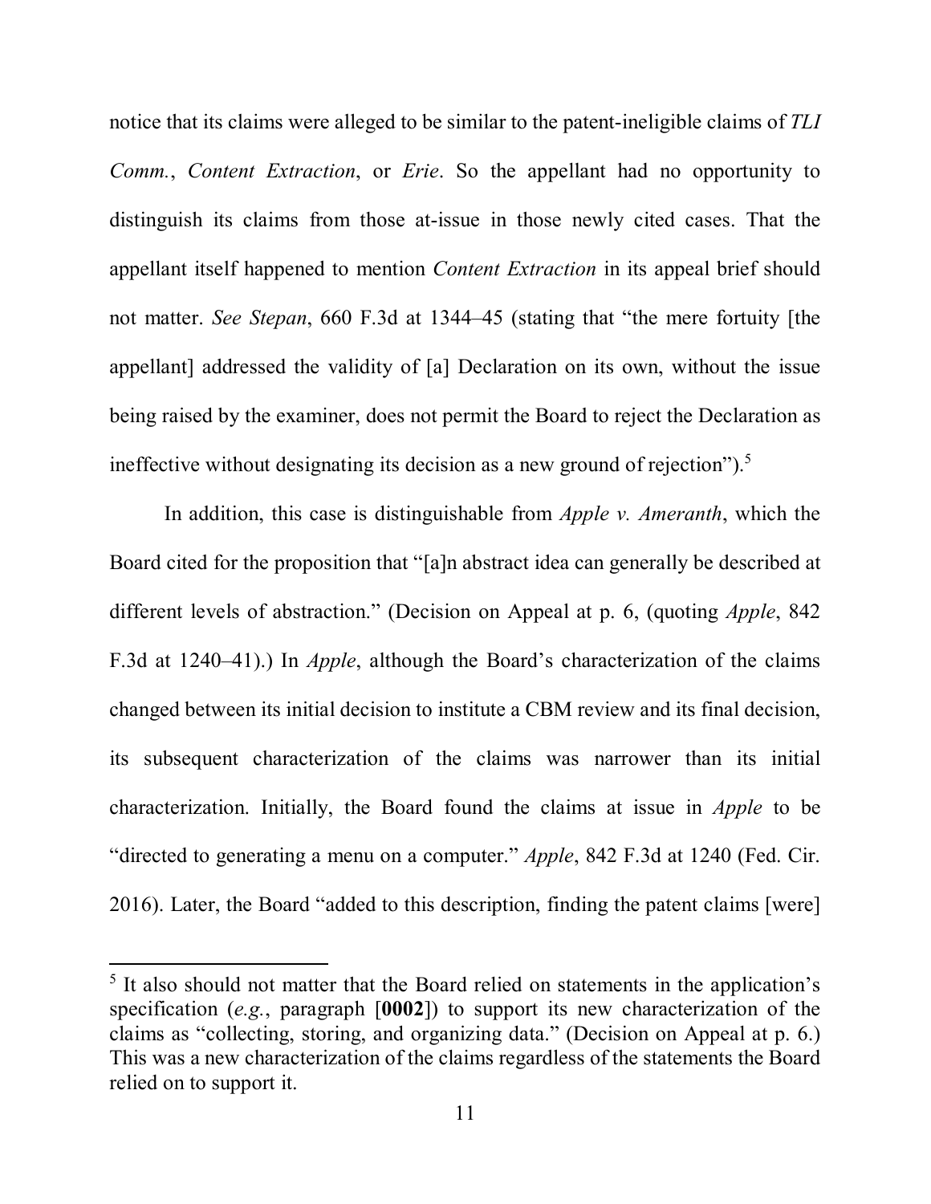notice that its claims were alleged to be similar to the patent-ineligible claims of *TLI Comm.*, *Content Extraction*, or *Erie*. So the appellant had no opportunity to distinguish its claims from those at-issue in those newly cited cases. That the appellant itself happened to mention *Content Extraction* in its appeal brief should not matter. *See Stepan*, 660 F.3d at 1344–45 (stating that "the mere fortuity [the appellant] addressed the validity of [a] Declaration on its own, without the issue being raised by the examiner, does not permit the Board to reject the Declaration as ineffective without designating its decision as a new ground of rejection").[5]

In addition, this case is distinguishable from *Apple v. Ameranth*, which the Board cited for the proposition that "[a]n abstract idea can generally be described at different levels of abstraction." (Decision on Appeal at p. 6, (quoting *Apple*, 842 F.3d at 1240–41).) In *Apple*, although the Board's characterization of the claims changed between its initial decision to institute a CBM review and its final decision, its subsequent characterization of the claims was narrower than its initial characterization. Initially, the Board found the claims at issue in *Apple* to be "directed to generating a menu on a computer." *Apple*, 842 F.3d at 1240 (Fed. Cir. 2016). Later, the Board "added to this description, finding the patent claims [were]

[5] It also should not matter that the Board relied on statements in the application's specification (*e.g.*, paragraph [**0002**]) to support its new characterization of the claims as "collecting, storing, and organizing data." (Decision on Appeal at p. 6.) This was a new characterization of the claims regardless of the statements the Board relied on to support it.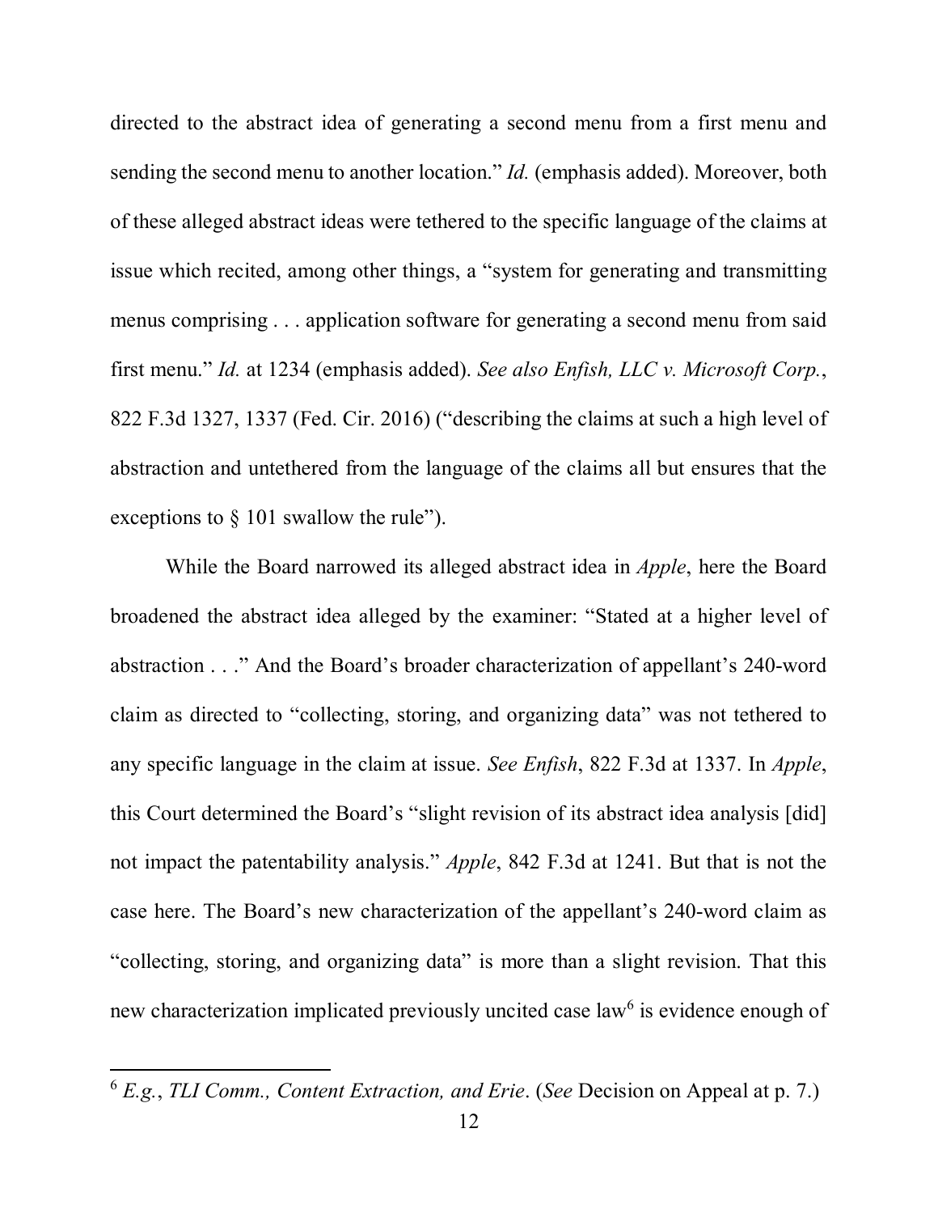directed to the abstract idea of generating a second menu from a first menu and sending the second menu to another location." *Id.* (emphasis added). Moreover, both of these alleged abstract ideas were tethered to the specific language of the claims at issue which recited, among other things, a "system for generating and transmitting menus comprising . . . application software for generating a second menu from said first menu." *Id.* at 1234 (emphasis added). *See also Enfish, LLC v. Microsoft Corp.*, 822 F.3d 1327, 1337 (Fed. Cir. 2016) ("describing the claims at such a high level of abstraction and untethered from the language of the claims all but ensures that the exceptions to § 101 swallow the rule").

While the Board narrowed its alleged abstract idea in *Apple*, here the Board broadened the abstract idea alleged by the examiner: "Stated at a higher level of abstraction . . ." And the Board's broader characterization of appellant's 240-word claim as directed to "collecting, storing, and organizing data" was not tethered to any specific language in the claim at issue. *See Enfish*, 822 F.3d at 1337. In *Apple*, this Court determined the Board's "slight revision of its abstract idea analysis [did] not impact the patentability analysis." *Apple*, 842 F.3d at 1241. But that is not the case here. The Board's new characterization of the appellant's 240-word claim as "collecting, storing, and organizing data" is more than a slight revision. That this new characterization implicated previously uncited case law[6] is evidence enough of

[6] *E.g.*, *TLI Comm., Content Extraction, and Erie*. (*See* Decision on Appeal at p. 7.)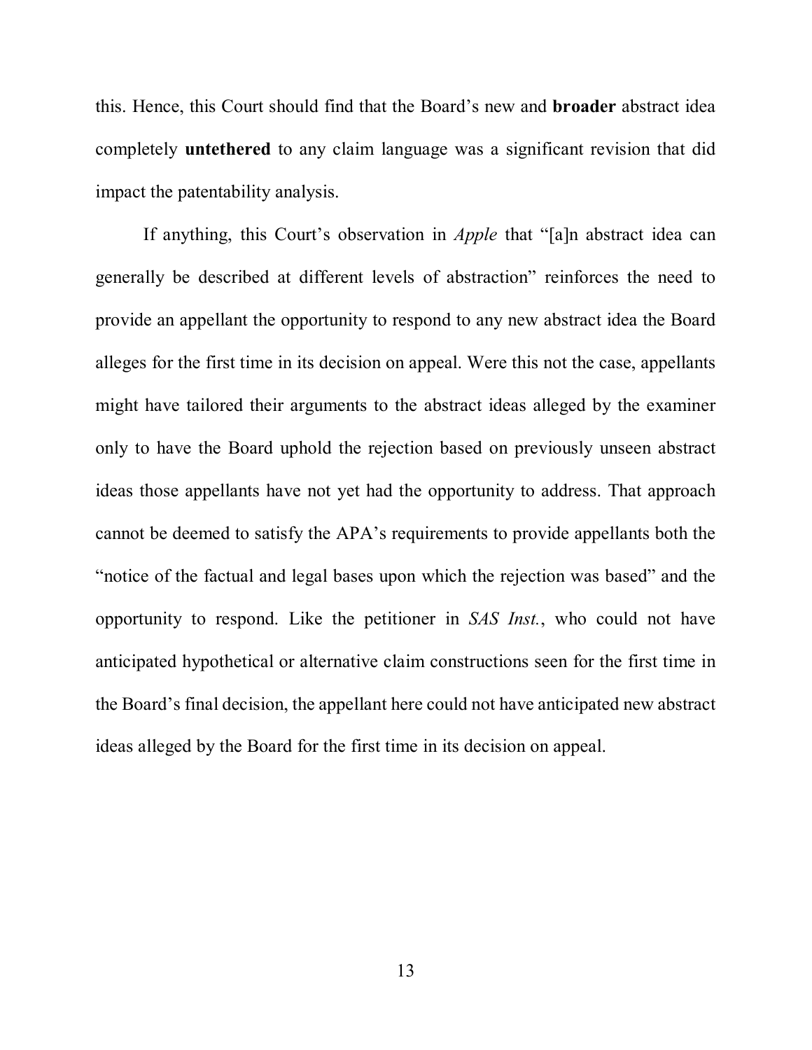this. Hence, this Court should find that the Board's new and **broader** abstract idea completely **untethered** to any claim language was a significant revision that did impact the patentability analysis.

If anything, this Court's observation in *Apple* that "[a]n abstract idea can generally be described at different levels of abstraction" reinforces the need to provide an appellant the opportunity to respond to any new abstract idea the Board alleges for the first time in its decision on appeal. Were this not the case, appellants might have tailored their arguments to the abstract ideas alleged by the examiner only to have the Board uphold the rejection based on previously unseen abstract ideas those appellants have not yet had the opportunity to address. That approach cannot be deemed to satisfy the APA's requirements to provide appellants both the "notice of the factual and legal bases upon which the rejection was based" and the opportunity to respond. Like the petitioner in *SAS Inst.*, who could not have anticipated hypothetical or alternative claim constructions seen for the first time in the Board's final decision, the appellant here could not have anticipated new abstract ideas alleged by the Board for the first time in its decision on appeal.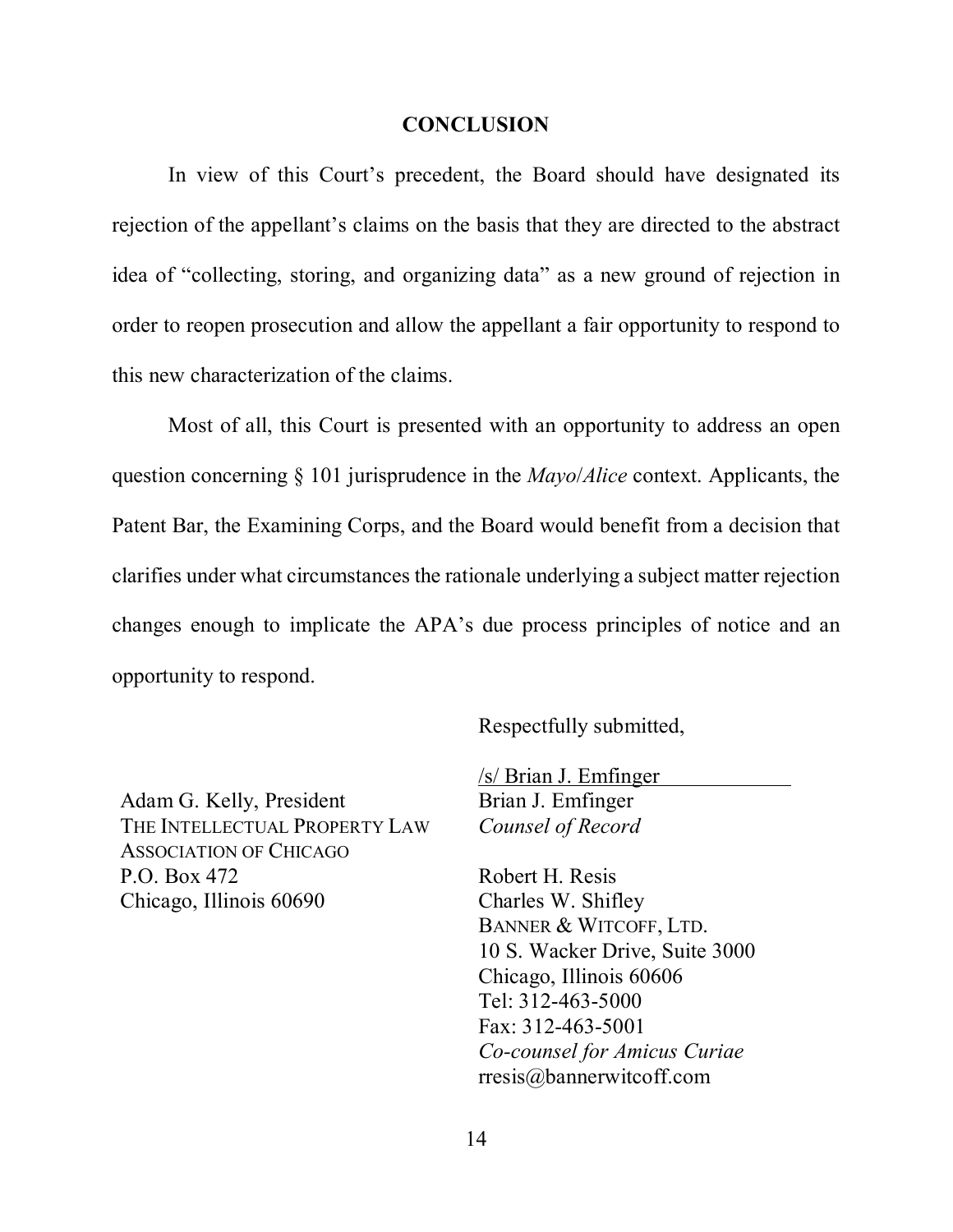## CONCLUSION

In view of this Court's precedent, the Board should have designated its rejection of the appellant's claims on the basis that they are directed to the abstract idea of "collecting, storing, and organizing data" as a new ground of rejection in order to reopen prosecution and allow the appellant a fair opportunity to respond to this new characterization of the claims.

Most of all, this Court is presented with an opportunity to address an open question concerning § 101 jurisprudence in the *Mayo*/*Alice* context. Applicants, the Patent Bar, the Examining Corps, and the Board would benefit from a decision that clarifies under what circumstances the rationale underlying a subject matter rejection changes enough to implicate the APA's due process principles of notice and an opportunity to respond.

Respectfully submitted,

/s/ Brian J. Emfinger
Brian J. Emfinger
*Counsel of Record*

Robert H. Resis
Charles W. Shifley
BANNER & WITCOFF, LTD.
10 S. Wacker Drive, Suite 3000
Chicago, Illinois 60606
Tel: 312-463-5000
Fax: 312-463-5001
*Co-counsel for Amicus Curiae*
rresis@bannerwitcoff.com

Adam G. Kelly, President
THE INTELLECTUAL PROPERTY LAW ASSOCIATION OF CHICAGO
P.O. Box 472
Chicago, Illinois 60690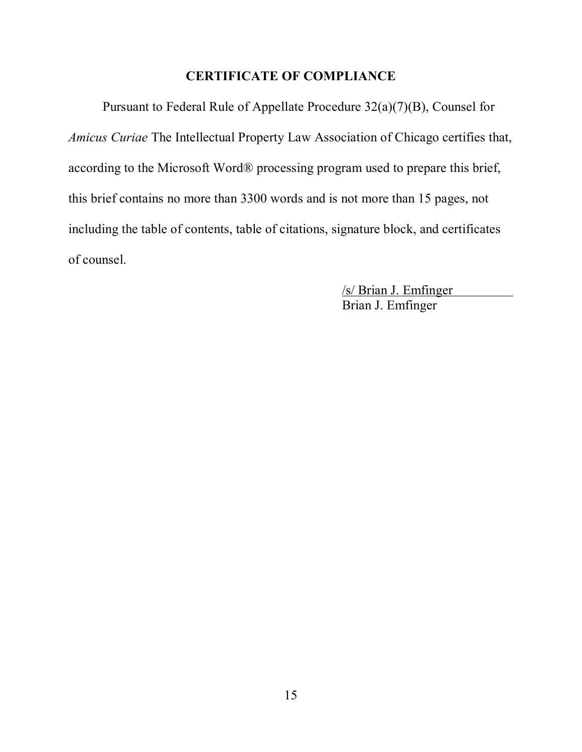## CERTIFICATE OF COMPLIANCE

Pursuant to Federal Rule of Appellate Procedure 32(a)(7)(B), Counsel for *Amicus Curiae* The Intellectual Property Law Association of Chicago certifies that, according to the Microsoft Word® processing program used to prepare this brief, this brief contains no more than 3300 words and is not more than 15 pages, not including the table of contents, table of citations, signature block, and certificates of counsel.

/s/ Brian J. Emfinger
Brian J. Emfinger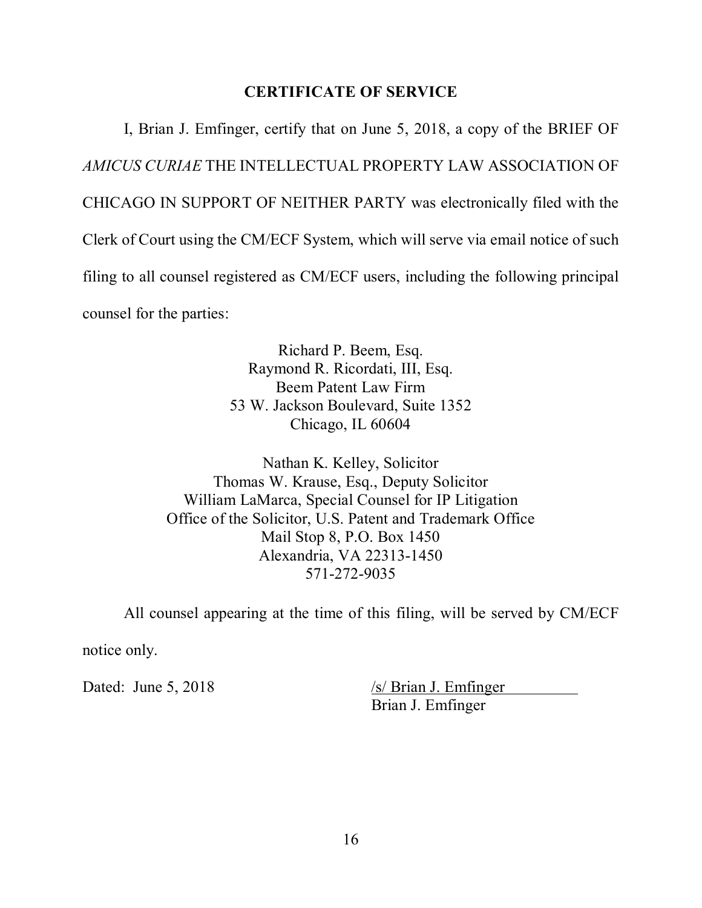# CERTIFICATE OF SERVICE

I, Brian J. Emfinger, certify that on June 5, 2018, a copy of the BRIEF OF *AMICUS CURIAE* THE INTELLECTUAL PROPERTY LAW ASSOCIATION OF CHICAGO IN SUPPORT OF NEITHER PARTY was electronically filed with the Clerk of Court using the CM/ECF System, which will serve via email notice of such filing to all counsel registered as CM/ECF users, including the following principal counsel for the parties:

Richard P. Beem, Esq.
Raymond R. Ricordati, III, Esq.
Beem Patent Law Firm
53 W. Jackson Boulevard, Suite 1352
Chicago, IL 60604

Nathan K. Kelley, Solicitor
Thomas W. Krause, Esq., Deputy Solicitor
William LaMarca, Special Counsel for IP Litigation
Office of the Solicitor, U.S. Patent and Trademark Office
Mail Stop 8, P.O. Box 1450
Alexandria, VA 22313-1450
571-272-9035

All counsel appearing at the time of this filing, will be served by CM/ECF notice only.

Dated: June 5, 2018

/s/ Brian J. Emfinger
Brian J. Emfinger